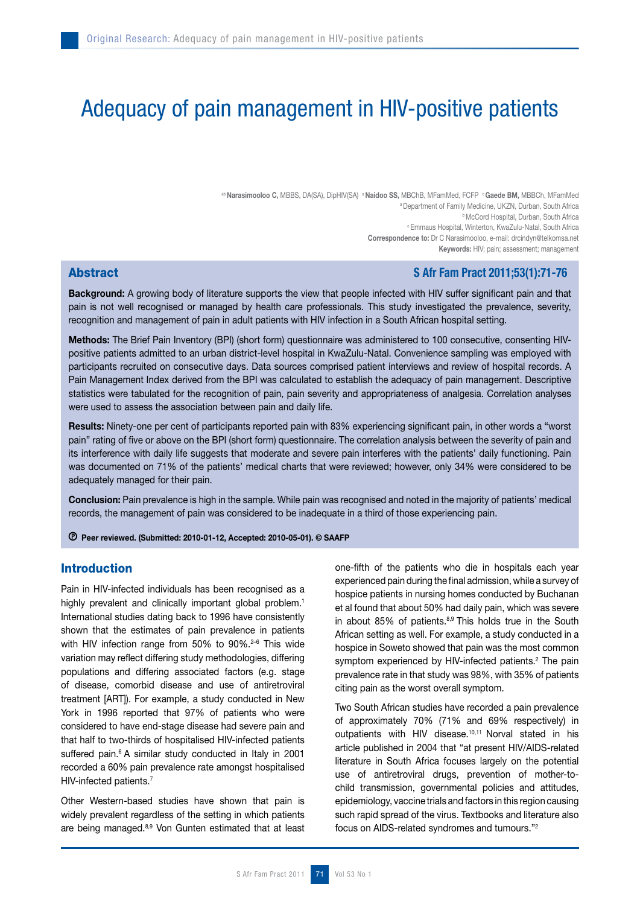# Adequacy of pain management in HIV-positive patients

[ab] **Narasimooloo C,** MBBS, DA(SA), DipHIV(SA) [a] **Naidoo SS,** MBChB, MFamMed, FCFP [c] **Gaede BM,** MBBCh, MFamMed

[a] Department of Family Medicine, UKZN, Durban, South Africa

[b] McCord Hospital, Durban, South Africa

[c] Emmaus Hospital, Winterton, KwaZulu-Natal, South Africa

**Correspondence to:** Dr C Narasimooloo, e-mail: drcindyn@telkomsa.net

**Keywords:** HIV; pain; assessment; management

## Abstract

**S Afr Fam Pract 2011;53(1):71-76**

**Background:** A growing body of literature supports the view that people infected with HIV suffer significant pain and that pain is not well recognised or managed by health care professionals. This study investigated the prevalence, severity, recognition and management of pain in adult patients with HIV infection in a South African hospital setting.

**Methods:** The Brief Pain Inventory (BPI) (short form) questionnaire was administered to 100 consecutive, consenting HIV-positive patients admitted to an urban district-level hospital in KwaZulu-Natal. Convenience sampling was employed with participants recruited on consecutive days. Data sources comprised patient interviews and review of hospital records. A Pain Management Index derived from the BPI was calculated to establish the adequacy of pain management. Descriptive statistics were tabulated for the recognition of pain, pain severity and appropriateness of analgesia. Correlation analyses were used to assess the association between pain and daily life.

**Results:** Ninety-one per cent of participants reported pain with 83% experiencing significant pain, in other words a "worst pain" rating of five or above on the BPI (short form) questionnaire. The correlation analysis between the severity of pain and its interference with daily life suggests that moderate and severe pain interferes with the patients' daily functioning. Pain was documented on 71% of the patients' medical charts that were reviewed; however, only 34% were considered to be adequately managed for their pain.

**Conclusion:** Pain prevalence is high in the sample. While pain was recognised and noted in the majority of patients' medical records, the management of pain was considered to be inadequate in a third of those experiencing pain.

**Ⓟ Peer reviewed. (Submitted: 2010-01-12, Accepted: 2010-05-01). © SAAFP**

## Introduction

Pain in HIV-infected individuals has been recognised as a highly prevalent and clinically important global problem.[1] International studies dating back to 1996 have consistently shown that the estimates of pain prevalence in patients with HIV infection range from 50% to 90%.[2–6] This wide variation may reflect differing study methodologies, differing populations and differing associated factors (e.g. stage of disease, comorbid disease and use of antiretroviral treatment [ART]). For example, a study conducted in New York in 1996 reported that 97% of patients who were considered to have end-stage disease had severe pain and that half to two-thirds of hospitalised HIV-infected patients suffered pain.[6] A similar study conducted in Italy in 2001 recorded a 60% pain prevalence rate amongst hospitalised HIV-infected patients.[7]

Other Western-based studies have shown that pain is widely prevalent regardless of the setting in which patients are being managed.[8,9] Von Gunten estimated that at least one-fifth of the patients who die in hospitals each year experienced pain during the final admission, while a survey of hospice patients in nursing homes conducted by Buchanan et al found that about 50% had daily pain, which was severe in about 85% of patients.[8,9] This holds true in the South African setting as well. For example, a study conducted in a hospice in Soweto showed that pain was the most common symptom experienced by HIV-infected patients.[2] The pain prevalence rate in that study was 98%, with 35% of patients citing pain as the worst overall symptom.

Two South African studies have recorded a pain prevalence of approximately 70% (71% and 69% respectively) in outpatients with HIV disease.[10,11] Norval stated in his article published in 2004 that "at present HIV/AIDS-related literature in South Africa focuses largely on the potential use of antiretroviral drugs, prevention of mother-to-child transmission, governmental policies and attitudes, epidemiology, vaccine trials and factors in this region causing such rapid spread of the virus. Textbooks and literature also focus on AIDS-related syndromes and tumours."[2]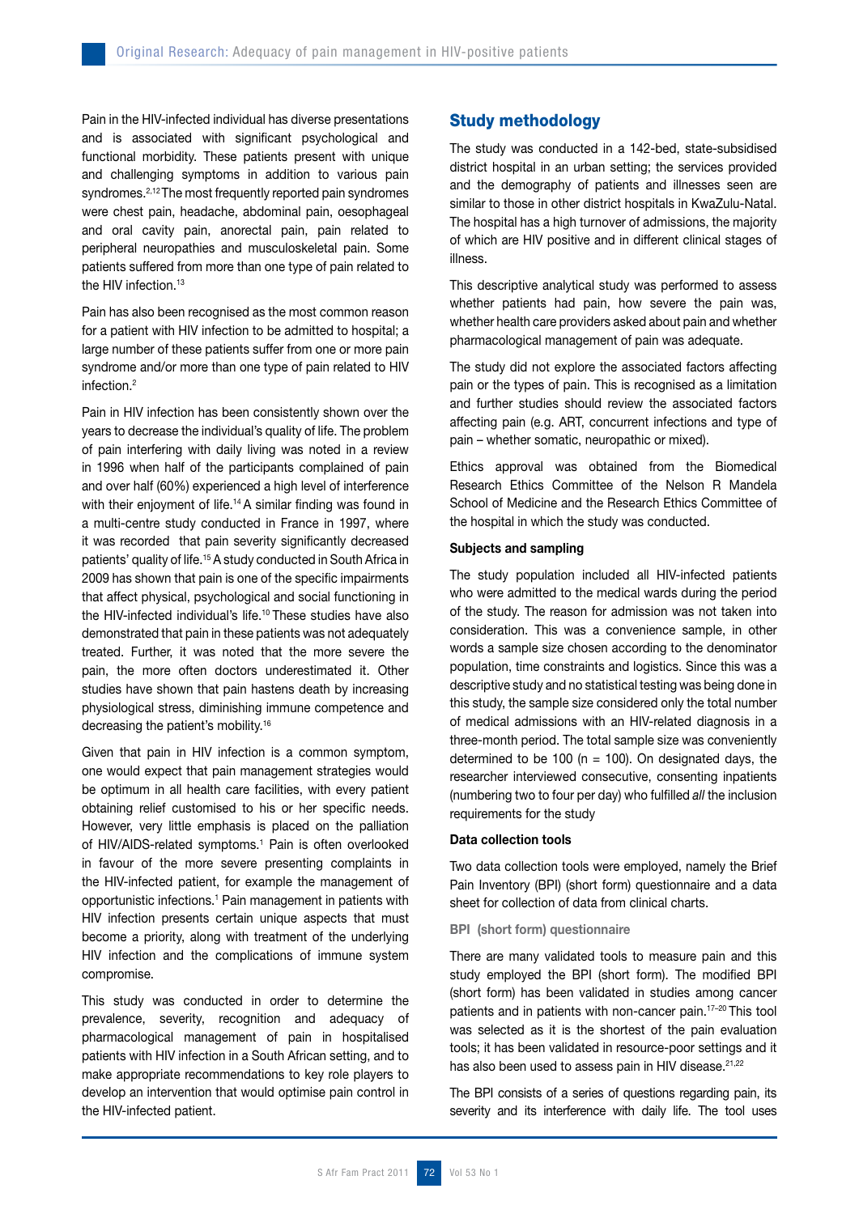Pain in the HIV-infected individual has diverse presentations and is associated with significant psychological and functional morbidity. These patients present with unique and challenging symptoms in addition to various pain syndromes.[2,12] The most frequently reported pain syndromes were chest pain, headache, abdominal pain, oesophageal and oral cavity pain, anorectal pain, pain related to peripheral neuropathies and musculoskeletal pain. Some patients suffered from more than one type of pain related to the HIV infection.[13]

Pain has also been recognised as the most common reason for a patient with HIV infection to be admitted to hospital; a large number of these patients suffer from one or more pain syndrome and/or more than one type of pain related to HIV infection.[2]

Pain in HIV infection has been consistently shown over the years to decrease the individual's quality of life. The problem of pain interfering with daily living was noted in a review in 1996 when half of the participants complained of pain and over half (60%) experienced a high level of interference with their enjoyment of life.[14] A similar finding was found in a multi-centre study conducted in France in 1997, where it was recorded that pain severity significantly decreased patients' quality of life.[15] A study conducted in South Africa in 2009 has shown that pain is one of the specific impairments that affect physical, psychological and social functioning in the HIV-infected individual's life.[10] These studies have also demonstrated that pain in these patients was not adequately treated. Further, it was noted that the more severe the pain, the more often doctors underestimated it. Other studies have shown that pain hastens death by increasing physiological stress, diminishing immune competence and decreasing the patient's mobility.[16]

Given that pain in HIV infection is a common symptom, one would expect that pain management strategies would be optimum in all health care facilities, with every patient obtaining relief customised to his or her specific needs. However, very little emphasis is placed on the palliation of HIV/AIDS-related symptoms.[1] Pain is often overlooked in favour of the more severe presenting complaints in the HIV-infected patient, for example the management of opportunistic infections.[1] Pain management in patients with HIV infection presents certain unique aspects that must become a priority, along with treatment of the underlying HIV infection and the complications of immune system compromise.

This study was conducted in order to determine the prevalence, severity, recognition and adequacy of pharmacological management of pain in hospitalised patients with HIV infection in a South African setting, and to make appropriate recommendations to key role players to develop an intervention that would optimise pain control in the HIV-infected patient.

## Study methodology

The study was conducted in a 142-bed, state-subsidised district hospital in an urban setting; the services provided and the demography of patients and illnesses seen are similar to those in other district hospitals in KwaZulu-Natal. The hospital has a high turnover of admissions, the majority of which are HIV positive and in different clinical stages of illness.

This descriptive analytical study was performed to assess whether patients had pain, how severe the pain was, whether health care providers asked about pain and whether pharmacological management of pain was adequate.

The study did not explore the associated factors affecting pain or the types of pain. This is recognised as a limitation and further studies should review the associated factors affecting pain (e.g. ART, concurrent infections and type of pain – whether somatic, neuropathic or mixed).

Ethics approval was obtained from the Biomedical Research Ethics Committee of the Nelson R Mandela School of Medicine and the Research Ethics Committee of the hospital in which the study was conducted.

### Subjects and sampling

The study population included all HIV-infected patients who were admitted to the medical wards during the period of the study. The reason for admission was not taken into consideration. This was a convenience sample, in other words a sample size chosen according to the denominator population, time constraints and logistics. Since this was a descriptive study and no statistical testing was being done in this study, the sample size considered only the total number of medical admissions with an HIV-related diagnosis in a three-month period. The total sample size was conveniently determined to be 100 (n = 100). On designated days, the researcher interviewed consecutive, consenting inpatients (numbering two to four per day) who fulfilled *all* the inclusion requirements for the study

### Data collection tools

Two data collection tools were employed, namely the Brief Pain Inventory (BPI) (short form) questionnaire and a data sheet for collection of data from clinical charts.

#### BPI (short form) questionnaire

There are many validated tools to measure pain and this study employed the BPI (short form). The modified BPI (short form) has been validated in studies among cancer patients and in patients with non-cancer pain.[17–20] This tool was selected as it is the shortest of the pain evaluation tools; it has been validated in resource-poor settings and it has also been used to assess pain in HIV disease.[21,22]

The BPI consists of a series of questions regarding pain, its severity and its interference with daily life. The tool uses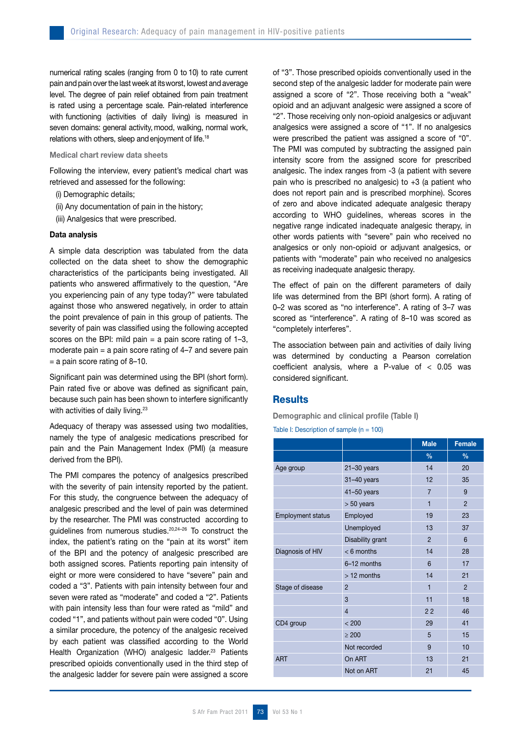numerical rating scales (ranging from 0 to 10) to rate current pain and pain over the last week at its worst, lowest and average level. The degree of pain relief obtained from pain treatment is rated using a percentage scale. Pain-related interference with functioning (activities of daily living) is measured in seven domains: general activity, mood, walking, normal work, relations with others, sleep and enjoyment of life.[18]

### Medical chart review data sheets

Following the interview, every patient's medical chart was retrieved and assessed for the following:

(i) Demographic details;

(ii) Any documentation of pain in the history;

(iii) Analgesics that were prescribed.

### Data analysis

A simple data description was tabulated from the data collected on the data sheet to show the demographic characteristics of the participants being investigated. All patients who answered affirmatively to the question, "Are you experiencing pain of any type today?" were tabulated against those who answered negatively, in order to attain the point prevalence of pain in this group of patients. The severity of pain was classified using the following accepted scores on the BPI: mild pain = a pain score rating of 1–3, moderate pain = a pain score rating of 4–7 and severe pain = a pain score rating of 8–10.

Significant pain was determined using the BPI (short form). Pain rated five or above was defined as significant pain, because such pain has been shown to interfere significantly with activities of daily living.[23]

Adequacy of therapy was assessed using two modalities, namely the type of analgesic medications prescribed for pain and the Pain Management Index (PMI) (a measure derived from the BPI).

The PMI compares the potency of analgesics prescribed with the severity of pain intensity reported by the patient. For this study, the congruence between the adequacy of analgesic prescribed and the level of pain was determined by the researcher. The PMI was constructed according to guidelines from numerous studies.[20,24–26] To construct the index, the patient's rating on the "pain at its worst" item of the BPI and the potency of analgesic prescribed are both assigned scores. Patients reporting pain intensity of eight or more were considered to have "severe" pain and coded a "3". Patients with pain intensity between four and seven were rated as "moderate" and coded a "2". Patients with pain intensity less than four were rated as "mild" and coded "1", and patients without pain were coded "0". Using a similar procedure, the potency of the analgesic received by each patient was classified according to the World Health Organization (WHO) analgesic ladder.[23] Patients prescribed opioids conventionally used in the third step of the analgesic ladder for severe pain were assigned a score of "3". Those prescribed opioids conventionally used in the second step of the analgesic ladder for moderate pain were assigned a score of "2". Those receiving both a "weak" opioid and an adjuvant analgesic were assigned a score of "2". Those receiving only non-opioid analgesics or adjuvant analgesics were assigned a score of "1". If no analgesics were prescribed the patient was assigned a score of "0". The PMI was computed by subtracting the assigned pain intensity score from the assigned score for prescribed analgesic. The index ranges from -3 (a patient with severe pain who is prescribed no analgesic) to +3 (a patient who does not report pain and is prescribed morphine). Scores of zero and above indicated adequate analgesic therapy according to WHO guidelines, whereas scores in the negative range indicated inadequate analgesic therapy, in other words patients with "severe" pain who received no analgesics or only non-opioid or adjuvant analgesics, or patients with "moderate" pain who received no analgesics as receiving inadequate analgesic therapy.

The effect of pain on the different parameters of daily life was determined from the BPI (short form). A rating of 0–2 was scored as "no interference". A rating of 3–7 was scored as "interference". A rating of 8–10 was scored as "completely interferes".

The association between pain and activities of daily living was determined by conducting a Pearson correlation coefficient analysis, where a P-value of $< 0.05$ was considered significant.

## Results

### Demographic and clinical profile (Table I)

Table I: Description of sample (n = 100)

| | | Male | Female |
|---|---|---|---|
| | | % | % |
| Age group | 21–30 years | 14 | 20 |
| | 31–40 years | 12 | 35 |
| | 41–50 years | 7 | 9 |
| | > 50 years | 1 | 2 |
| Employment status | Employed | 19 | 23 |
| | Unemployed | 13 | 37 |
| | Disability grant | 2 | 6 |
| Diagnosis of HIV | < 6 months | 14 | 28 |
| | 6–12 months | 6 | 17 |
| | > 12 months | 14 | 21 |
| Stage of disease | 2 | 1 | 2 |
| | 3 | 11 | 18 |
| | 4 | 22 | 46 |
| CD4 group | < 200 | 29 | 41 |
| | ≥ 200 | 5 | 15 |
| | Not recorded | 9 | 10 |
| ART | On ART | 13 | 21 |
| | Not on ART | 21 | 45 |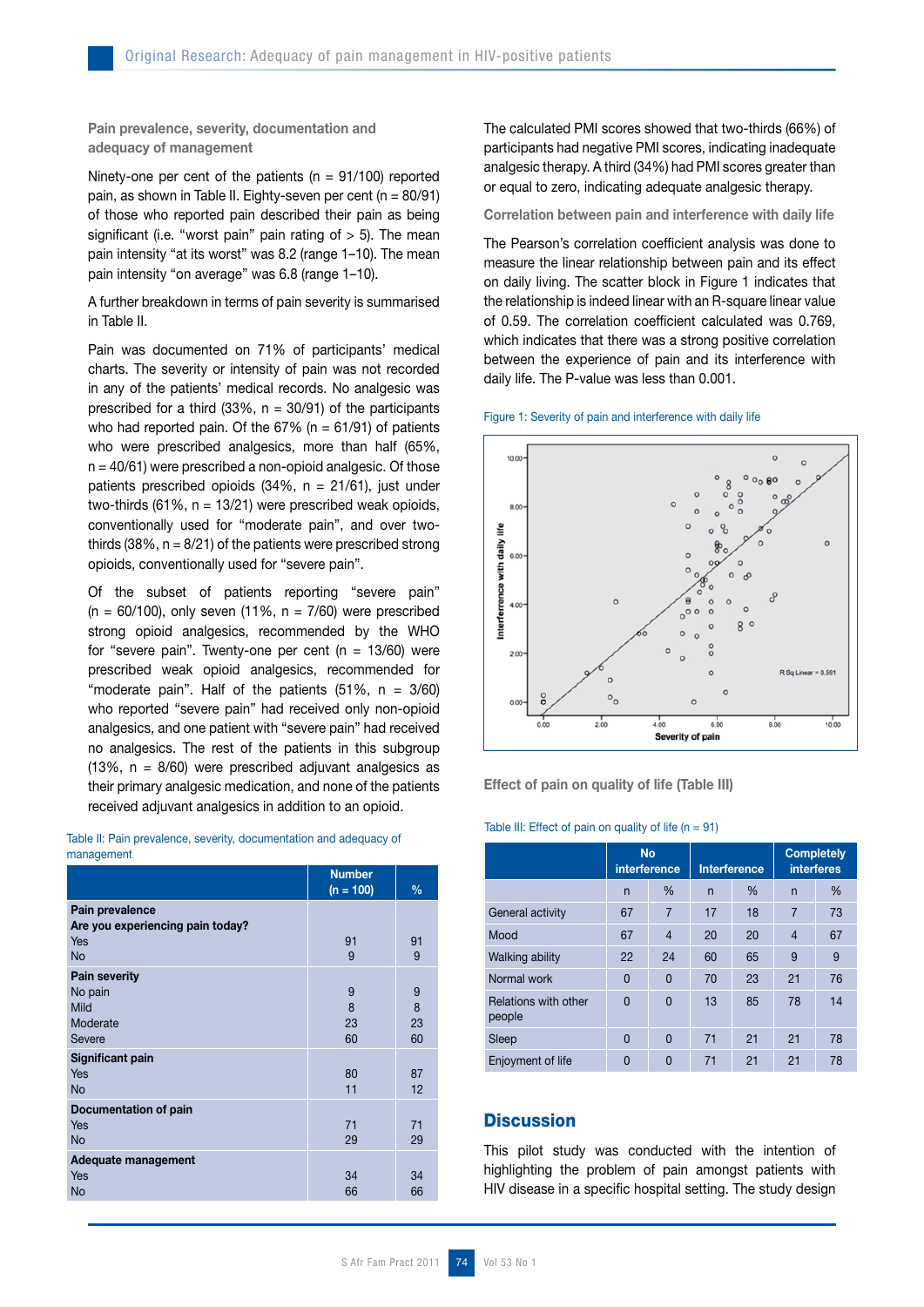### Pain prevalence, severity, documentation and adequacy of management

Ninety-one per cent of the patients (n = 91/100) reported pain, as shown in Table II. Eighty-seven per cent (n = 80/91) of those who reported pain described their pain as being significant (i.e. "worst pain" pain rating of > 5). The mean pain intensity "at its worst" was 8.2 (range 1–10). The mean pain intensity "on average" was 6.8 (range 1–10).

A further breakdown in terms of pain severity is summarised in Table II.

Pain was documented on 71% of participants' medical charts. The severity or intensity of pain was not recorded in any of the patients' medical records. No analgesic was prescribed for a third (33%, n = 30/91) of the participants who had reported pain. Of the 67% (n = 61/91) of patients who were prescribed analgesics, more than half (65%, n = 40/61) were prescribed a non-opioid analgesic. Of those patients prescribed opioids (34%, n = 21/61), just under two-thirds (61%, n = 13/21) were prescribed weak opioids, conventionally used for "moderate pain", and over two-thirds (38%, n = 8/21) of the patients were prescribed strong opioids, conventionally used for "severe pain".

Of the subset of patients reporting "severe pain" (n = 60/100), only seven (11%, n = 7/60) were prescribed strong opioid analgesics, recommended by the WHO for "severe pain". Twenty-one per cent (n = 13/60) were prescribed weak opioid analgesics, recommended for "moderate pain". Half of the patients (51%, n = 3/60) who reported "severe pain" had received only non-opioid analgesics, and one patient with "severe pain" had received no analgesics. The rest of the patients in this subgroup (13%, n = 8/60) were prescribed adjuvant analgesics as their primary analgesic medication, and none of the patients received adjuvant analgesics in addition to an opioid.

Table II: Pain prevalence, severity, documentation and adequacy of management

| | Number (n = 100) | % |
|---|---|---|
| **Pain prevalence** | | |
| **Are you experiencing pain today?** | | |
| Yes | 91 | 91 |
| No | 9 | 9 |
| **Pain severity** | | |
| No pain | 9 | 9 |
| Mild | 8 | 8 |
| Moderate | 23 | 23 |
| Severe | 60 | 60 |
| **Significant pain** | | |
| Yes | 80 | 87 |
| No | 11 | 12 |
| **Documentation of pain** | | |
| Yes | 71 | 71 |
| No | 29 | 29 |
| **Adequate management** | | |
| Yes | 34 | 34 |
| No | 66 | 66 |

The calculated PMI scores showed that two-thirds (66%) of participants had negative PMI scores, indicating inadequate analgesic therapy. A third (34%) had PMI scores greater than or equal to zero, indicating adequate analgesic therapy.

### Correlation between pain and interference with daily life

The Pearson's correlation coefficient analysis was done to measure the linear relationship between pain and its effect on daily living. The scatter block in Figure 1 indicates that the relationship is indeed linear with an R-square linear value of 0.59. The correlation coefficient calculated was 0.769, which indicates that there was a strong positive correlation between the experience of pain and its interference with daily life. The P-value was less than 0.001.

Figure 1: Severity of pain and interference with daily life

### Effect of pain on quality of life (Table III)

Table III: Effect of pain on quality of life (n = 91)

| | No interference | | Interference | | Completely interferes | |
|---|---|---|---|---|---|---|
| | n | % | n | % | n | % |
| General activity | 67 | 7 | 17 | 18 | 7 | 73 |
| Mood | 67 | 4 | 20 | 20 | 4 | 67 |
| Walking ability | 22 | 24 | 60 | 65 | 9 | 9 |
| Normal work | 0 | 0 | 70 | 23 | 21 | 76 |
| Relations with other people | 0 | 0 | 13 | 85 | 78 | 14 |
| Sleep | 0 | 0 | 71 | 21 | 21 | 78 |
| Enjoyment of life | 0 | 0 | 71 | 21 | 21 | 78 |

## Discussion

This pilot study was conducted with the intention of highlighting the problem of pain amongst patients with HIV disease in a specific hospital setting. The study design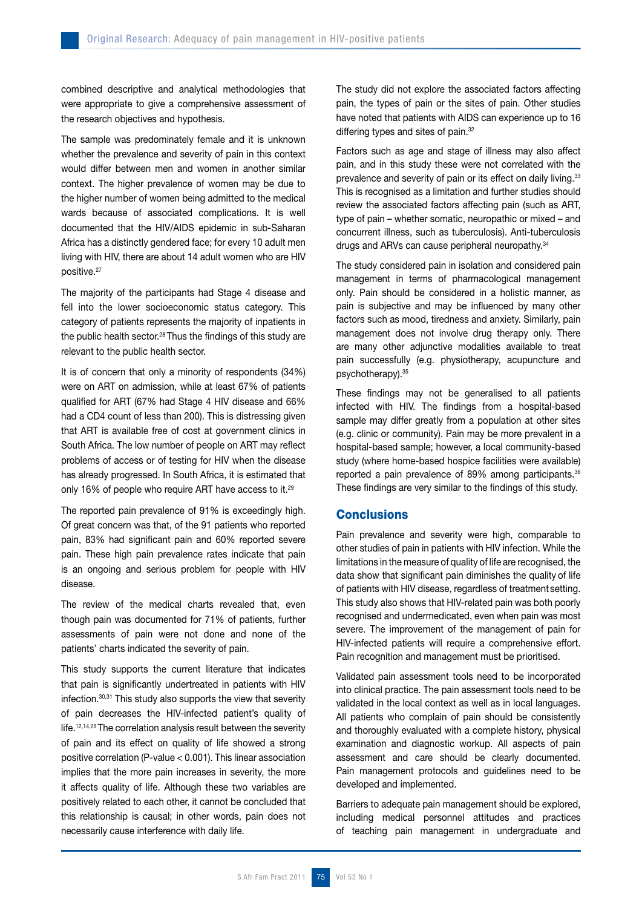combined descriptive and analytical methodologies that were appropriate to give a comprehensive assessment of the research objectives and hypothesis.

The sample was predominately female and it is unknown whether the prevalence and severity of pain in this context would differ between men and women in another similar context. The higher prevalence of women may be due to the higher number of women being admitted to the medical wards because of associated complications. It is well documented that the HIV/AIDS epidemic in sub-Saharan Africa has a distinctly gendered face; for every 10 adult men living with HIV, there are about 14 adult women who are HIV positive.[27]

The majority of the participants had Stage 4 disease and fell into the lower socioeconomic status category. This category of patients represents the majority of inpatients in the public health sector.[28] Thus the findings of this study are relevant to the public health sector.

It is of concern that only a minority of respondents (34%) were on ART on admission, while at least 67% of patients qualified for ART (67% had Stage 4 HIV disease and 66% had a CD4 count of less than 200). This is distressing given that ART is available free of cost at government clinics in South Africa. The low number of people on ART may reflect problems of access or of testing for HIV when the disease has already progressed. In South Africa, it is estimated that only 16% of people who require ART have access to it.[29]

The reported pain prevalence of 91% is exceedingly high. Of great concern was that, of the 91 patients who reported pain, 83% had significant pain and 60% reported severe pain. These high pain prevalence rates indicate that pain is an ongoing and serious problem for people with HIV disease.

The review of the medical charts revealed that, even though pain was documented for 71% of patients, further assessments of pain were not done and none of the patients' charts indicated the severity of pain.

This study supports the current literature that indicates that pain is significantly undertreated in patients with HIV infection.[30,31] This study also supports the view that severity of pain decreases the HIV-infected patient's quality of life.[12,14,25] The correlation analysis result between the severity of pain and its effect on quality of life showed a strong positive correlation (P-value $< 0.001$). This linear association implies that the more pain increases in severity, the more it affects quality of life. Although these two variables are positively related to each other, it cannot be concluded that this relationship is causal; in other words, pain does not necessarily cause interference with daily life.

The study did not explore the associated factors affecting pain, the types of pain or the sites of pain. Other studies have noted that patients with AIDS can experience up to 16 differing types and sites of pain.[32]

Factors such as age and stage of illness may also affect pain, and in this study these were not correlated with the prevalence and severity of pain or its effect on daily living.[33] This is recognised as a limitation and further studies should review the associated factors affecting pain (such as ART, type of pain – whether somatic, neuropathic or mixed – and concurrent illness, such as tuberculosis). Anti-tuberculosis drugs and ARVs can cause peripheral neuropathy.[34]

The study considered pain in isolation and considered pain management in terms of pharmacological management only. Pain should be considered in a holistic manner, as pain is subjective and may be influenced by many other factors such as mood, tiredness and anxiety. Similarly, pain management does not involve drug therapy only. There are many other adjunctive modalities available to treat pain successfully (e.g. physiotherapy, acupuncture and psychotherapy).[35]

These findings may not be generalised to all patients infected with HIV. The findings from a hospital-based sample may differ greatly from a population at other sites (e.g. clinic or community). Pain may be more prevalent in a hospital-based sample; however, a local community-based study (where home-based hospice facilities were available) reported a pain prevalence of 89% among participants.[36] These findings are very similar to the findings of this study.

## Conclusions

Pain prevalence and severity were high, comparable to other studies of pain in patients with HIV infection. While the limitations in the measure of quality of life are recognised, the data show that significant pain diminishes the quality of life of patients with HIV disease, regardless of treatment setting. This study also shows that HIV-related pain was both poorly recognised and undermedicated, even when pain was most severe. The improvement of the management of pain for HIV-infected patients will require a comprehensive effort. Pain recognition and management must be prioritised.

Validated pain assessment tools need to be incorporated into clinical practice. The pain assessment tools need to be validated in the local context as well as in local languages. All patients who complain of pain should be consistently and thoroughly evaluated with a complete history, physical examination and diagnostic workup. All aspects of pain assessment and care should be clearly documented. Pain management protocols and guidelines need to be developed and implemented.

Barriers to adequate pain management should be explored, including medical personnel attitudes and practices of teaching pain management in undergraduate and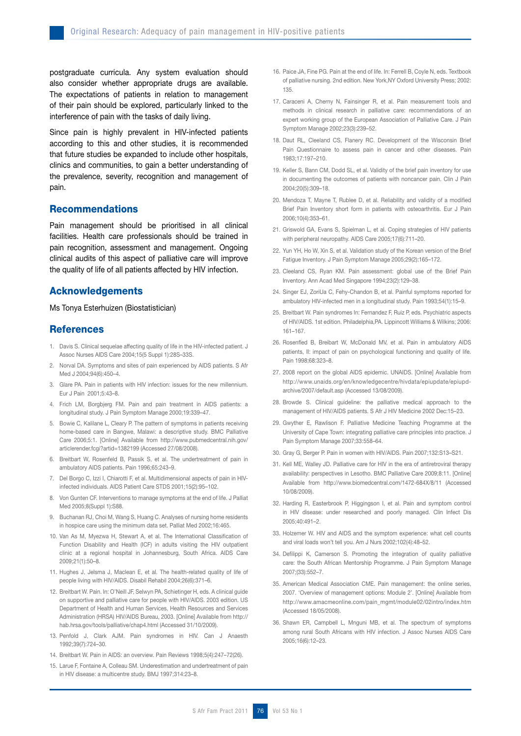postgraduate curricula. Any system evaluation should also consider whether appropriate drugs are available. The expectations of patients in relation to management of their pain should be explored, particularly linked to the interference of pain with the tasks of daily living.

Since pain is highly prevalent in HIV-infected patients according to this and other studies, it is recommended that future studies be expanded to include other hospitals, clinics and communities, to gain a better understanding of the prevalence, severity, recognition and management of pain.

## Recommendations

Pain management should be prioritised in all clinical facilities. Health care professionals should be trained in pain recognition, assessment and management. Ongoing clinical audits of this aspect of palliative care will improve the quality of life of all patients affected by HIV infection.

## Acknowledgements

Ms Tonya Esterhuizen (Biostatistician)

## References

1. Davis S. Clinical sequelae affecting quality of life in the HIV-infected patient. J Assoc Nurses AIDS Care 2004;15(5 Suppl 1):28S–33S.
2. Norval DA. Symptoms and sites of pain experienced by AIDS patients. S Afr Med J 2004;94(6):450–4.
3. Glare PA. Pain in patients with HIV infection: issues for the new millennium. Eur J Pain 2001;5:43–8.
4. Frich LM, Borgbjerg FM. Pain and pain treatment in AIDS patients: a longitudinal study. J Pain Symptom Manage 2000;19:339–47.
5. Bowie C, Kalilane L, Cleary P. The pattern of symptoms in patients receiving home-based care in Bangwe, Malawi: a descriptive study. BMC Palliative Care 2006;5:1. [Online] Available from http://www.pubmedcentral.nih.gov/articlerender.fcgi?artid=1382199 (Accessed 27/08/2008).
6. Breitbart W, Rosenfeld B, Passik S, et al. The undertreatment of pain in ambulatory AIDS patients. Pain 1996;65:243–9.
7. Del Borgo C, Izzi I, Chiarotti F, et al. Multidimensional aspects of pain in HIV-infected individuals. AIDS Patient Care STDS 2001;15(2):95–102.
8. Von Gunten CF. Interventions to manage symptoms at the end of life. J Palliat Med 2005;8(Suppl 1):S88.
9. Buchanan RJ, Choi M, Wang S, Huang C. Analyses of nursing home residents in hospice care using the minimum data set. Palliat Med 2002;16:465.
10. Van As M, Myezwa H, Stewart A, et al. The International Classification of Function Disability and Health (ICF) in adults visiting the HIV outpatient clinic at a regional hospital in Johannesburg, South Africa. AIDS Care 2009;21(1):50–8.
11. Hughes J, Jelsma J, Maclean E, et al. The health-related quality of life of people living with HIV/AIDS. Disabil Rehabil 2004;26(6):371–6.
12. Breitbart W. Pain. In: O'Neill JF, Selwyn PA, Schietinger H, eds. A clinical guide on supportive and palliative care for people with HIV/AIDS. 2003 edition. US Department of Health and Human Services, Health Resources and Services Administration (HRSA) HIV/AIDS Bureau, 2003. [Online] Available from http://hab.hrsa.gov/tools/palliative/chap4.html (Accessed 31/10/2009).
13. Penfold J, Clark AJM. Pain syndromes in HIV. Can J Anaesth 1992;39(7):724–30.
14. Breitbart W. Pain in AIDS: an overview. Pain Reviews 1998;5(4):247–72(26).
15. Larue F, Fontaine A, Colleau SM. Underestimation and undertreatment of pain in HIV disease: a multicentre study. BMJ 1997;314:23–8.
16. Paice JA, Fine PG. Pain at the end of life. In: Ferrell B, Coyle N, eds. Textbook of palliative nursing. 2nd edition. New York,NY Oxford University Press; 2002: 135.
17. Caraceni A, Cherny N, Fainsinger R, et al. Pain measurement tools and methods in clinical research in palliative care: recommendations of an expert working group of the European Association of Palliative Care. J Pain Symptom Manage 2002;23(3):239–52.
18. Daut RL, Cleeland CS, Flanery RC. Development of the Wisconsin Brief Pain Questionnaire to assess pain in cancer and other diseases. Pain 1983;17:197–210.
19. Keller S, Bann CM, Dodd SL, et al. Validity of the brief pain inventory for use in documenting the outcomes of patients with noncancer pain. Clin J Pain 2004;20(5):309–18.
20. Mendoza T, Mayne T, Rublee D, et al. Reliability and validity of a modified Brief Pain Inventory short form in patients with osteoarthritis. Eur J Pain 2006;10(4):353–61.
21. Griswold GA, Evans S, Spielman L, et al. Coping strategies of HIV patients with peripheral neuropathy. AIDS Care 2005;17(6):711–20.
22. Yun YH, Ho W, Xin S, et al. Validation study of the Korean version of the Brief Fatigue Inventory. J Pain Symptom Manage 2005;29(2):165–172.
23. Cleeland CS, Ryan KM. Pain assessment: global use of the Brief Pain Inventory. Ann Acad Med Singapore 1994;23(2):129–38.
24. Singer EJ, ZoriUa C, Fehy-Chandon B, et al. Painful symptoms reported for ambulatory HIV-infected men in a longitudinal study. Pain 1993;54(1):15–9.
25. Breitbart W. Pain syndromes In: Fernandez F, Ruiz P, eds. Psychiatric aspects of HIV/AIDS. 1st edition. Philadelphia,PA. Lippincott Williams & Wilkins; 2006: 161–167.
26. Rosenfled B, Breibart W, McDonald MV, et al. Pain in ambulatory AIDS patients, II: impact of pain on psychological functioning and quality of life. Pain 1998;68:323–8.
27. 2008 report on the global AIDS epidemic. UNAIDS. [Online] Available from http://www.unaids.org/en/knowledgecentre/hivdata/epiupdate/epiupd-archive/2007/default.asp (Accessed 13/08/2009).
28. Browde S. Clinical guideline: the palliative medical approach to the management of HIV/AIDS patients. S Afr J HIV Medicine 2002 Dec:15–23.
29. Gwyther E, Rawlison F. Palliative Medicine Teaching Programme at the University of Cape Town: integrating palliative care principles into practice. J Pain Symptom Manage 2007;33:558–64.
30. Gray G, Berger P. Pain in women with HIV/AIDS. Pain 2007;132:S13–S21.
31. Kell ME, Walley JD. Palliative care for HIV in the era of antiretroviral therapy availability: perspectives in Lesotho. BMC Palliative Care 2009;8:11. [Online] Available from http://www.biomedcentral.com/1472-684X/8/11 (Accessed 10/08/2009).
32. Harding R, Easterbrook P, Higginson I, et al. Pain and symptom control in HIV disease: under researched and poorly managed. Clin Infect Dis 2005;40:491–2.
33. Holzemer W. HIV and AIDS and the symptom experience: what cell counts and viral loads won't tell you. Am J Nurs 2002;102(4):48–52.
34. Defilippi K, Camerson S. Promoting the integration of quality palliative care: the South African Mentorship Programme. J Pain Symptom Manage 2007;(33):552–7.
35. American Medical Association CME. Pain management: the online series, 2007. 'Overview of management options: Module 2'. [Online] Available from http://www.amacmeonline.com/pain_mgmt/module02/02intro/index.htm (Accessed 18/05/2008).
36. Shawn ER, Campbell L, Mnguni MB, et al. The spectrum of symptoms among rural South Africans with HIV infection. J Assoc Nurses AIDS Care 2005;16(6):12–23.